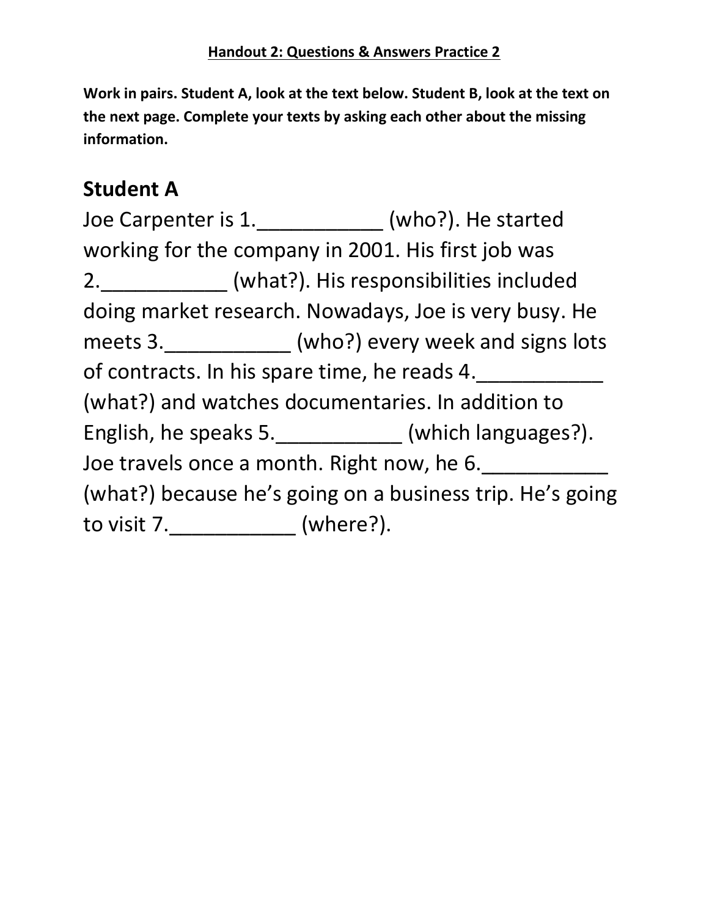**<u>Handout 2: Questions & Answers Practice 2</u>**

**Work in pairs. Student A, look at the text below. Student B, look at the text on the next page. Complete your texts by asking each other about the missing information.**

## Student A

Joe Carpenter is 1.___________ (who?). He started working for the company in 2001. His first job was 2.___________ (what?). His responsibilities included doing market research. Nowadays, Joe is very busy. He meets 3.___________ (who?) every week and signs lots of contracts. In his spare time, he reads 4.___________ (what?) and watches documentaries. In addition to English, he speaks 5.___________ (which languages?). Joe travels once a month. Right now, he 6.___________ (what?) because he's going on a business trip. He's going to visit 7.___________ (where?).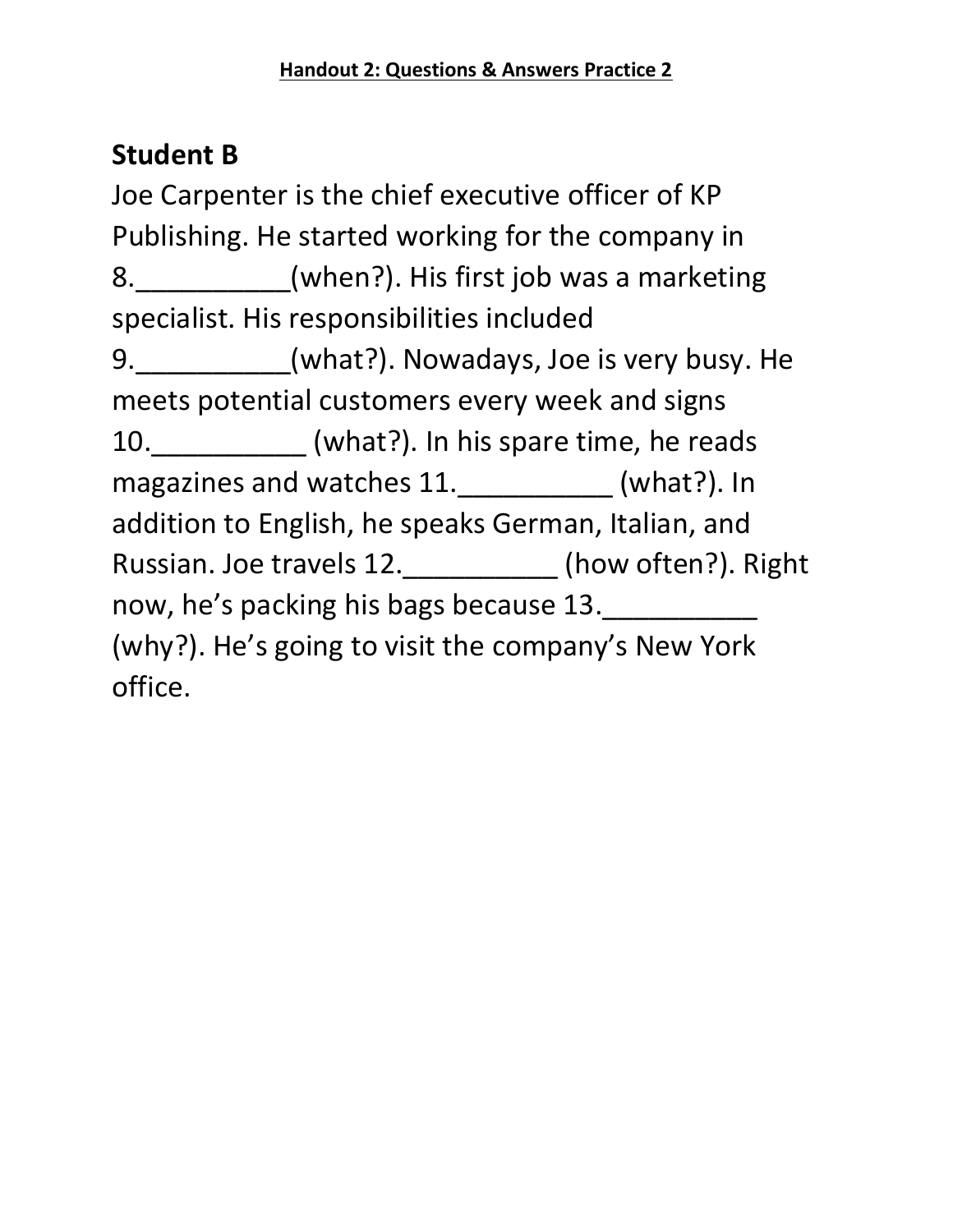**Handout 2: Questions & Answers Practice 2**

## Student B

Joe Carpenter is the chief executive officer of KP Publishing. He started working for the company in 8.__________(when?). His first job was a marketing specialist. His responsibilities included 9.__________(what?). Nowadays, Joe is very busy. He meets potential customers every week and signs 10.__________ (what?). In his spare time, he reads magazines and watches 11.__________ (what?). In addition to English, he speaks German, Italian, and Russian. Joe travels 12.__________ (how often?). Right now, he's packing his bags because 13.__________ (why?). He's going to visit the company's New York office.